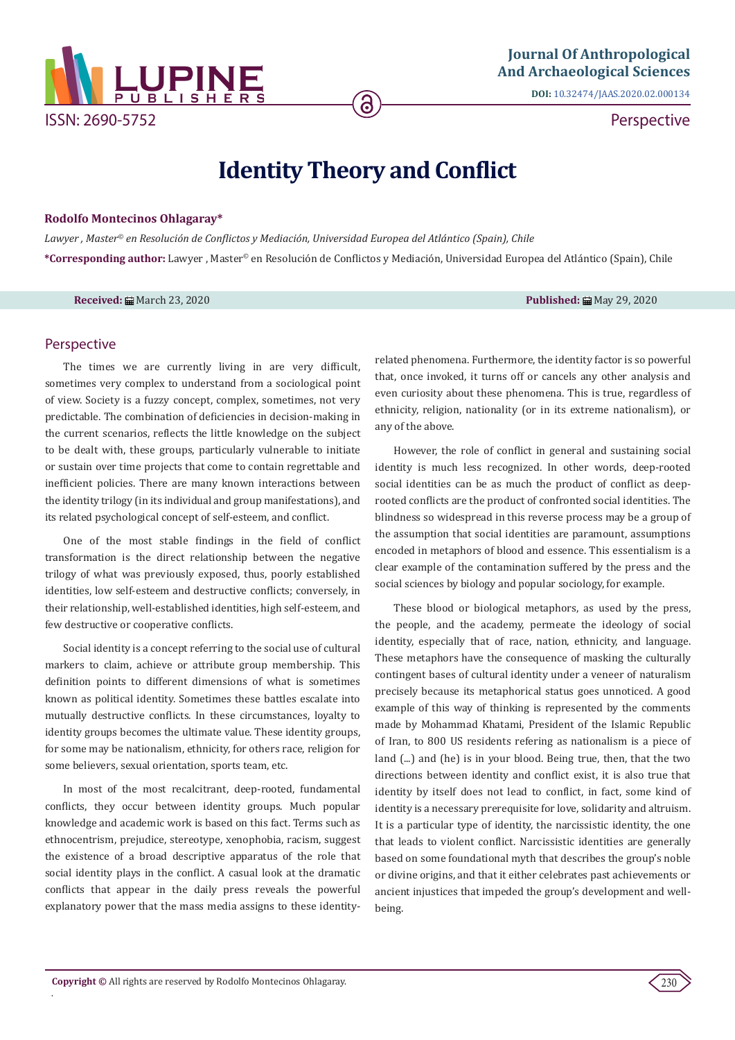# Identity Theory and Conflict

**Rodolfo Montecinos Ohlagaray***

*Lawyer , Master© en Resolución de Conflictos y Mediación, Universidad Europea del Atlántico (Spain), Chile*

***Corresponding author:** Lawyer , Master© en Resolución de Conflictos y Mediación, Universidad Europea del Atlántico (Spain), Chile

**Received:** March 23, 2020 **Published:** May 29, 2020

## Perspective

The times we are currently living in are very difficult, sometimes very complex to understand from a sociological point of view. Society is a fuzzy concept, complex, sometimes, not very predictable. The combination of deficiencies in decision-making in the current scenarios, reflects the little knowledge on the subject to be dealt with, these groups, particularly vulnerable to initiate or sustain over time projects that come to contain regrettable and inefficient policies. There are many known interactions between the identity trilogy (in its individual and group manifestations), and its related psychological concept of self-esteem, and conflict.

One of the most stable findings in the field of conflict transformation is the direct relationship between the negative trilogy of what was previously exposed, thus, poorly established identities, low self-esteem and destructive conflicts; conversely, in their relationship, well-established identities, high self-esteem, and few destructive or cooperative conflicts.

Social identity is a concept referring to the social use of cultural markers to claim, achieve or attribute group membership. This definition points to different dimensions of what is sometimes known as political identity. Sometimes these battles escalate into mutually destructive conflicts. In these circumstances, loyalty to identity groups becomes the ultimate value. These identity groups, for some may be nationalism, ethnicity, for others race, religion for some believers, sexual orientation, sports team, etc.

In most of the most recalcitrant, deep-rooted, fundamental conflicts, they occur between identity groups. Much popular knowledge and academic work is based on this fact. Terms such as ethnocentrism, prejudice, stereotype, xenophobia, racism, suggest the existence of a broad descriptive apparatus of the role that social identity plays in the conflict. A casual look at the dramatic conflicts that appear in the daily press reveals the powerful explanatory power that the mass media assigns to these identity-related phenomena. Furthermore, the identity factor is so powerful that, once invoked, it turns off or cancels any other analysis and even curiosity about these phenomena. This is true, regardless of ethnicity, religion, nationality (or in its extreme nationalism), or any of the above.

However, the role of conflict in general and sustaining social identity is much less recognized. In other words, deep-rooted social identities can be as much the product of conflict as deep-rooted conflicts are the product of confronted social identities. The blindness so widespread in this reverse process may be a group of the assumption that social identities are paramount, assumptions encoded in metaphors of blood and essence. This essentialism is a clear example of the contamination suffered by the press and the social sciences by biology and popular sociology, for example.

These blood or biological metaphors, as used by the press, the people, and the academy, permeate the ideology of social identity, especially that of race, nation, ethnicity, and language. These metaphors have the consequence of masking the culturally contingent bases of cultural identity under a veneer of naturalism precisely because its metaphorical status goes unnoticed. A good example of this way of thinking is represented by the comments made by Mohammad Khatami, President of the Islamic Republic of Iran, to 800 US residents refering as nationalism is a piece of land (...) and (he) is in your blood. Being true, then, that the two directions between identity and conflict exist, it is also true that identity by itself does not lead to conflict, in fact, some kind of identity is a necessary prerequisite for love, solidarity and altruism. It is a particular type of identity, the narcissistic identity, the one that leads to violent conflict. Narcissistic identities are generally based on some foundational myth that describes the group's noble or divine origins, and that it either celebrates past achievements or ancient injustices that impeded the group's development and well-being.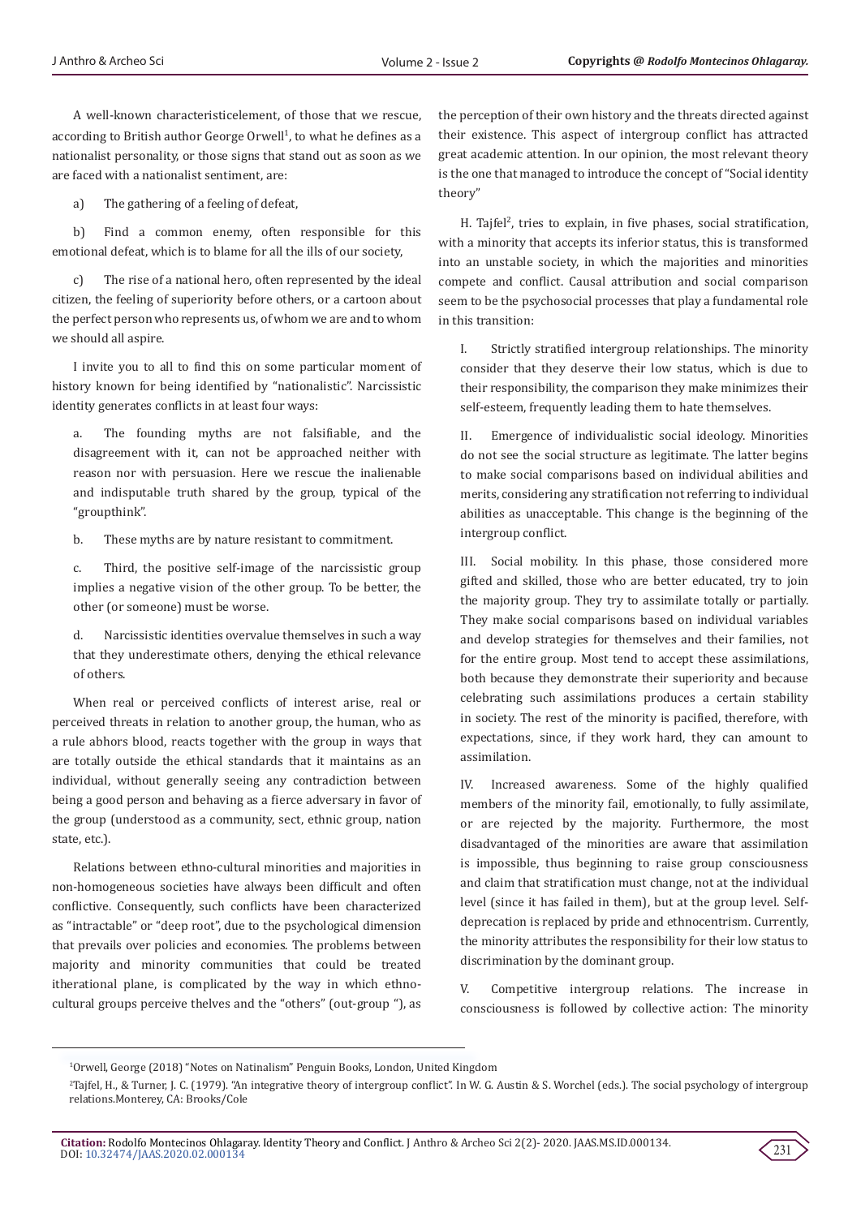A well-known characteristicelement, of those that we rescue, according to British author George Orwell[1], to what he defines as a nationalist personality, or those signs that stand out as soon as we are faced with a nationalist sentiment, are:

a) The gathering of a feeling of defeat,

b) Find a common enemy, often responsible for this emotional defeat, which is to blame for all the ills of our society,

c) The rise of a national hero, often represented by the ideal citizen, the feeling of superiority before others, or a cartoon about the perfect person who represents us, of whom we are and to whom we should all aspire.

I invite you to all to find this on some particular moment of history known for being identified by "nationalistic". Narcissistic identity generates conflicts in at least four ways:

a. The founding myths are not falsifiable, and the disagreement with it, can not be approached neither with reason nor with persuasion. Here we rescue the inalienable and indisputable truth shared by the group, typical of the "groupthink".

b. These myths are by nature resistant to commitment.

c. Third, the positive self-image of the narcissistic group implies a negative vision of the other group. To be better, the other (or someone) must be worse.

d. Narcissistic identities overvalue themselves in such a way that they underestimate others, denying the ethical relevance of others.

When real or perceived conflicts of interest arise, real or perceived threats in relation to another group, the human, who as a rule abhors blood, reacts together with the group in ways that are totally outside the ethical standards that it maintains as an individual, without generally seeing any contradiction between being a good person and behaving as a fierce adversary in favor of the group (understood as a community, sect, ethnic group, nation state, etc.).

Relations between ethno-cultural minorities and majorities in non-homogeneous societies have always been difficult and often conflictive. Consequently, such conflicts have been characterized as "intractable" or "deep root", due to the psychological dimension that prevails over policies and economies. The problems between majority and minority communities that could be treated itherational plane, is complicated by the way in which ethno-cultural groups perceive thelves and the "others" (out-group "), as the perception of their own history and the threats directed against their existence. This aspect of intergroup conflict has attracted great academic attention. In our opinion, the most relevant theory is the one that managed to introduce the concept of "Social identity theory"

H. Tajfel[2], tries to explain, in five phases, social stratification, with a minority that accepts its inferior status, this is transformed into an unstable society, in which the majorities and minorities compete and conflict. Causal attribution and social comparison seem to be the psychosocial processes that play a fundamental role in this transition:

I. Strictly stratified intergroup relationships. The minority consider that they deserve their low status, which is due to their responsibility, the comparison they make minimizes their self-esteem, frequently leading them to hate themselves.

II. Emergence of individualistic social ideology. Minorities do not see the social structure as legitimate. The latter begins to make social comparisons based on individual abilities and merits, considering any stratification not referring to individual abilities as unacceptable. This change is the beginning of the intergroup conflict.

III. Social mobility. In this phase, those considered more gifted and skilled, those who are better educated, try to join the majority group. They try to assimilate totally or partially. They make social comparisons based on individual variables and develop strategies for themselves and their families, not for the entire group. Most tend to accept these assimilations, both because they demonstrate their superiority and because celebrating such assimilations produces a certain stability in society. The rest of the minority is pacified, therefore, with expectations, since, if they work hard, they can amount to assimilation.

IV. Increased awareness. Some of the highly qualified members of the minority fail, emotionally, to fully assimilate, or are rejected by the majority. Furthermore, the most disadvantaged of the minorities are aware that assimilation is impossible, thus beginning to raise group consciousness and claim that stratification must change, not at the individual level (since it has failed in them), but at the group level. Self-deprecation is replaced by pride and ethnocentrism. Currently, the minority attributes the responsibility for their low status to discrimination by the dominant group.

V. Competitive intergroup relations. The increase in consciousness is followed by collective action: The minority

[1] Orwell, George (2018) "Notes on Natinalism" Penguin Books, London, United Kingdom

[2] Tajfel, H., & Turner, J. C. (1979). "An integrative theory of intergroup conflict". In W. G. Austin & S. Worchel (eds.). The social psychology of intergroup relations.Monterey, CA: Brooks/Cole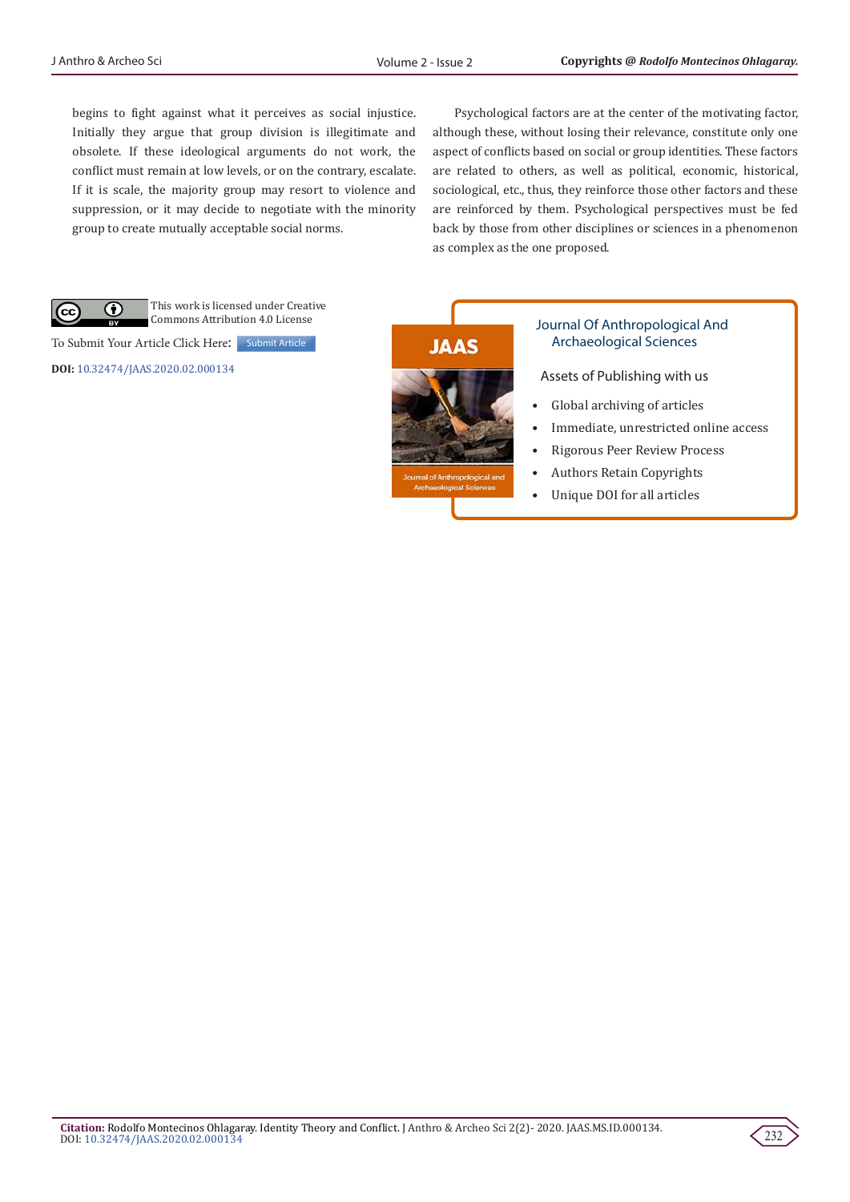begins to fight against what it perceives as social injustice. Initially they argue that group division is illegitimate and obsolete. If these ideological arguments do not work, the conflict must remain at low levels, or on the contrary, escalate. If it is scale, the majority group may resort to violence and suppression, or it may decide to negotiate with the minority group to create mutually acceptable social norms.

Psychological factors are at the center of the motivating factor, although these, without losing their relevance, constitute only one aspect of conflicts based on social or group identities. These factors are related to others, as well as political, economic, historical, sociological, etc., thus, they reinforce those other factors and these are reinforced by them. Psychological perspectives must be fed back by those from other disciplines or sciences in a phenomenon as complex as the one proposed.

This work is licensed under Creative Commons Attribution 4.0 License

To Submit Your Article Click Here: Submit Article

**DOI:** 10.32474/JAAS.2020.02.000134

Journal Of Anthropological And Archaeological Sciences

Assets of Publishing with us

- Global archiving of articles
- Immediate, unrestricted online access
- Rigorous Peer Review Process
- Authors Retain Copyrights
- Unique DOI for all articles

**Citation:** Rodolfo Montecinos Ohlagaray. Identity Theory and Conflict. J Anthro & Archeo Sci 2(2)- 2020. JAAS.MS.ID.000134.
DOI: 10.32474/JAAS.2020.02.000134